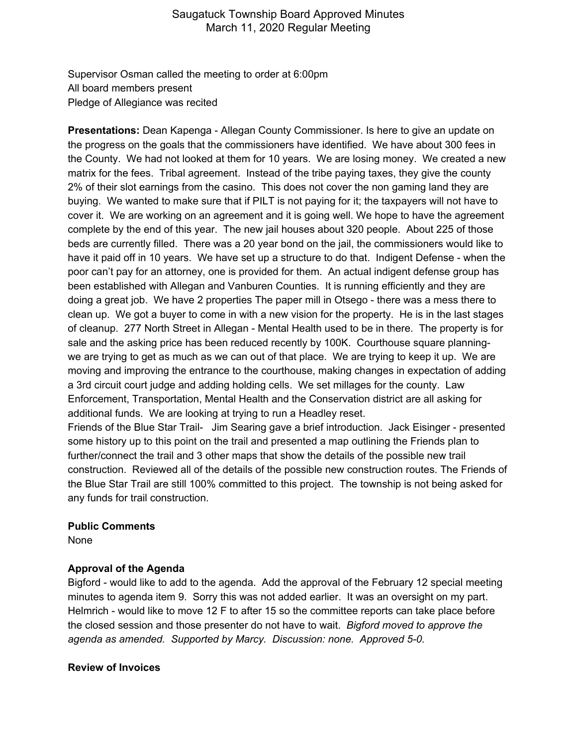# Saugatuck Township Board Approved Minutes
## March 11, 2020 Regular Meeting

Supervisor Osman called the meeting to order at 6:00pm
All board members present
Pledge of Allegiance was recited

**Presentations:** Dean Kapenga - Allegan County Commissioner. Is here to give an update on the progress on the goals that the commissioners have identified. We have about 300 fees in the County. We had not looked at them for 10 years. We are losing money. We created a new matrix for the fees. Tribal agreement. Instead of the tribe paying taxes, they give the county 2% of their slot earnings from the casino. This does not cover the non gaming land they are buying. We wanted to make sure that if PILT is not paying for it; the taxpayers will not have to cover it. We are working on an agreement and it is going well. We hope to have the agreement complete by the end of this year. The new jail houses about 320 people. About 225 of those beds are currently filled. There was a 20 year bond on the jail, the commissioners would like to have it paid off in 10 years. We have set up a structure to do that. Indigent Defense - when the poor can't pay for an attorney, one is provided for them. An actual indigent defense group has been established with Allegan and Vanburen Counties. It is running efficiently and they are doing a great job. We have 2 properties The paper mill in Otsego - there was a mess there to clean up. We got a buyer to come in with a new vision for the property. He is in the last stages of cleanup. 277 North Street in Allegan - Mental Health used to be in there. The property is for sale and the asking price has been reduced recently by 100K. Courthouse square planning- we are trying to get as much as we can out of that place. We are trying to keep it up. We are moving and improving the entrance to the courthouse, making changes in expectation of adding a 3rd circuit court judge and adding holding cells. We set millages for the county. Law Enforcement, Transportation, Mental Health and the Conservation district are all asking for additional funds. We are looking at trying to run a Headley reset.

Friends of the Blue Star Trail- Jim Searing gave a brief introduction. Jack Eisinger - presented some history up to this point on the trail and presented a map outlining the Friends plan to further/connect the trail and 3 other maps that show the details of the possible new trail construction. Reviewed all of the details of the possible new construction routes. The Friends of the Blue Star Trail are still 100% committed to this project. The township is not being asked for any funds for trail construction.

**Public Comments**
None

**Approval of the Agenda**
Bigford - would like to add to the agenda. Add the approval of the February 12 special meeting minutes to agenda item 9. Sorry this was not added earlier. It was an oversight on my part. Helmrich - would like to move 12 F to after 15 so the committee reports can take place before the closed session and those presenter do not have to wait. *Bigford moved to approve the agenda as amended. Supported by Marcy. Discussion: none. Approved 5-0.*

**Review of Invoices**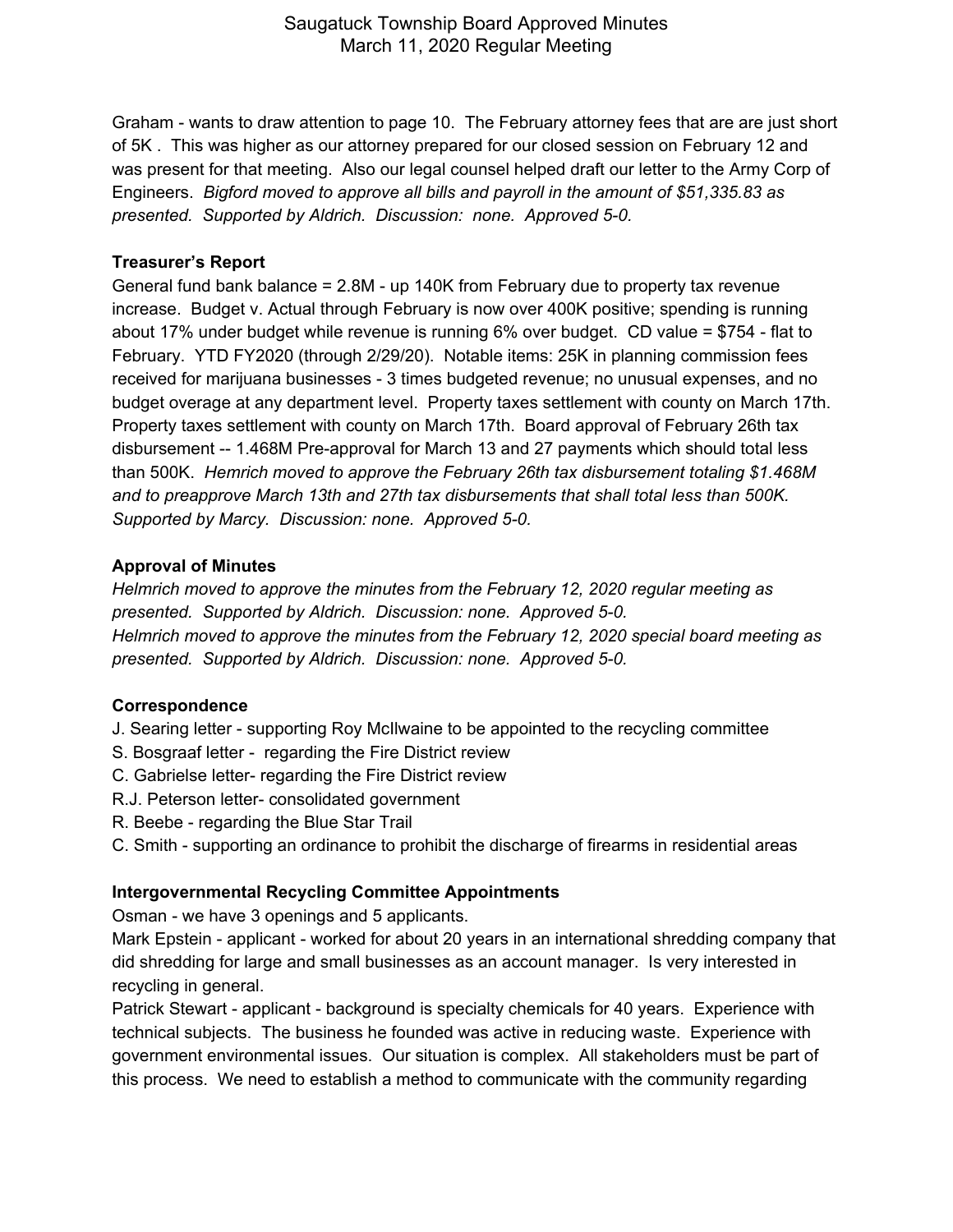Graham - wants to draw attention to page 10. The February attorney fees that are are just short of 5K . This was higher as our attorney prepared for our closed session on February 12 and was present for that meeting. Also our legal counsel helped draft our letter to the Army Corp of Engineers. *Bigford moved to approve all bills and payroll in the amount of $51,335.83 as presented. Supported by Aldrich. Discussion: none. Approved 5-0.*

**Treasurer's Report**

General fund bank balance = 2.8M - up 140K from February due to property tax revenue increase. Budget v. Actual through February is now over 400K positive; spending is running about 17% under budget while revenue is running 6% over budget. CD value = $754 - flat to February. YTD FY2020 (through 2/29/20). Notable items: 25K in planning commission fees received for marijuana businesses - 3 times budgeted revenue; no unusual expenses, and no budget overage at any department level. Property taxes settlement with county on March 17th. Property taxes settlement with county on March 17th. Board approval of February 26th tax disbursement -- 1.468M Pre-approval for March 13 and 27 payments which should total less than 500K. *Hemrich moved to approve the February 26th tax disbursement totaling $1.468M and to preapprove March 13th and 27th tax disbursements that shall total less than 500K. Supported by Marcy. Discussion: none. Approved 5-0.*

**Approval of Minutes**

*Helmrich moved to approve the minutes from the February 12, 2020 regular meeting as presented. Supported by Aldrich. Discussion: none. Approved 5-0.*
*Helmrich moved to approve the minutes from the February 12, 2020 special board meeting as presented. Supported by Aldrich. Discussion: none. Approved 5-0.*

**Correspondence**

J. Searing letter - supporting Roy McIlwaine to be appointed to the recycling committee
S. Bosgraaf letter - regarding the Fire District review
C. Gabrielse letter- regarding the Fire District review
R.J. Peterson letter- consolidated government
R. Beebe - regarding the Blue Star Trail
C. Smith - supporting an ordinance to prohibit the discharge of firearms in residential areas

**Intergovernmental Recycling Committee Appointments**

Osman - we have 3 openings and 5 applicants.
Mark Epstein - applicant - worked for about 20 years in an international shredding company that did shredding for large and small businesses as an account manager. Is very interested in recycling in general.
Patrick Stewart - applicant - background is specialty chemicals for 40 years. Experience with technical subjects. The business he founded was active in reducing waste. Experience with government environmental issues. Our situation is complex. All stakeholders must be part of this process. We need to establish a method to communicate with the community regarding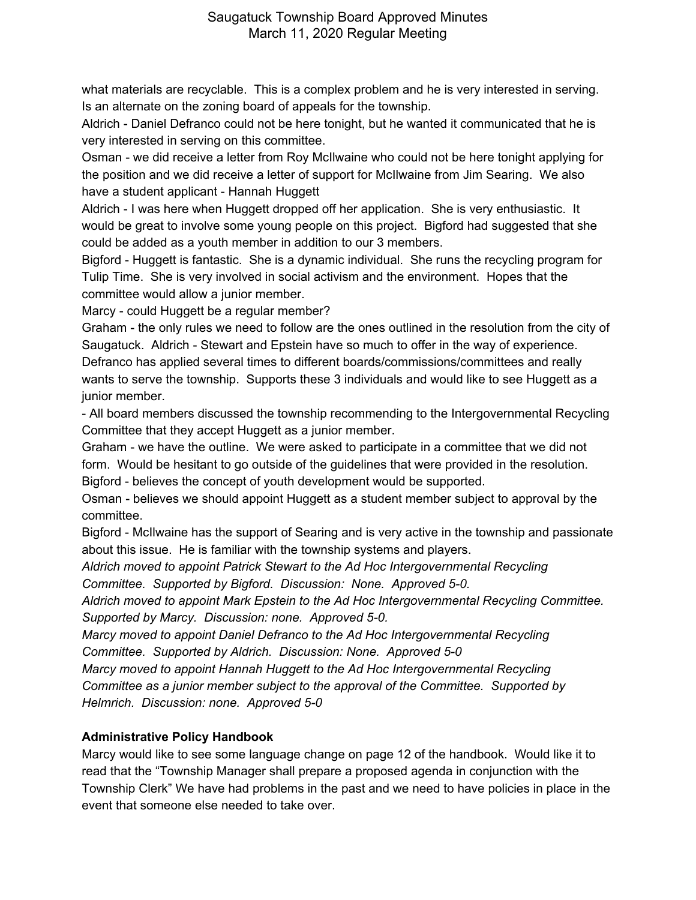what materials are recyclable. This is a complex problem and he is very interested in serving. Is an alternate on the zoning board of appeals for the township.

Aldrich - Daniel Defranco could not be here tonight, but he wanted it communicated that he is very interested in serving on this committee.

Osman - we did receive a letter from Roy McIlwaine who could not be here tonight applying for the position and we did receive a letter of support for McIlwaine from Jim Searing. We also have a student applicant - Hannah Huggett

Aldrich - I was here when Huggett dropped off her application. She is very enthusiastic. It would be great to involve some young people on this project. Bigford had suggested that she could be added as a youth member in addition to our 3 members.

Bigford - Huggett is fantastic. She is a dynamic individual. She runs the recycling program for Tulip Time. She is very involved in social activism and the environment. Hopes that the committee would allow a junior member.

Marcy - could Huggett be a regular member?

Graham - the only rules we need to follow are the ones outlined in the resolution from the city of Saugatuck. Aldrich - Stewart and Epstein have so much to offer in the way of experience. Defranco has applied several times to different boards/commissions/committees and really wants to serve the township. Supports these 3 individuals and would like to see Huggett as a junior member.

- All board members discussed the township recommending to the Intergovernmental Recycling Committee that they accept Huggett as a junior member.

Graham - we have the outline. We were asked to participate in a committee that we did not form. Would be hesitant to go outside of the guidelines that were provided in the resolution.

Bigford - believes the concept of youth development would be supported.

Osman - believes we should appoint Huggett as a student member subject to approval by the committee.

Bigford - McIlwaine has the support of Searing and is very active in the township and passionate about this issue. He is familiar with the township systems and players.

*Aldrich moved to appoint Patrick Stewart to the Ad Hoc Intergovernmental Recycling Committee. Supported by Bigford. Discussion: None. Approved 5-0.*

*Aldrich moved to appoint Mark Epstein to the Ad Hoc Intergovernmental Recycling Committee. Supported by Marcy. Discussion: none. Approved 5-0.*

*Marcy moved to appoint Daniel Defranco to the Ad Hoc Intergovernmental Recycling Committee. Supported by Aldrich. Discussion: None. Approved 5-0*

*Marcy moved to appoint Hannah Huggett to the Ad Hoc Intergovernmental Recycling Committee as a junior member subject to the approval of the Committee. Supported by Helmrich. Discussion: none. Approved 5-0*

**Administrative Policy Handbook**

Marcy would like to see some language change on page 12 of the handbook. Would like it to read that the "Township Manager shall prepare a proposed agenda in conjunction with the Township Clerk" We have had problems in the past and we need to have policies in place in the event that someone else needed to take over.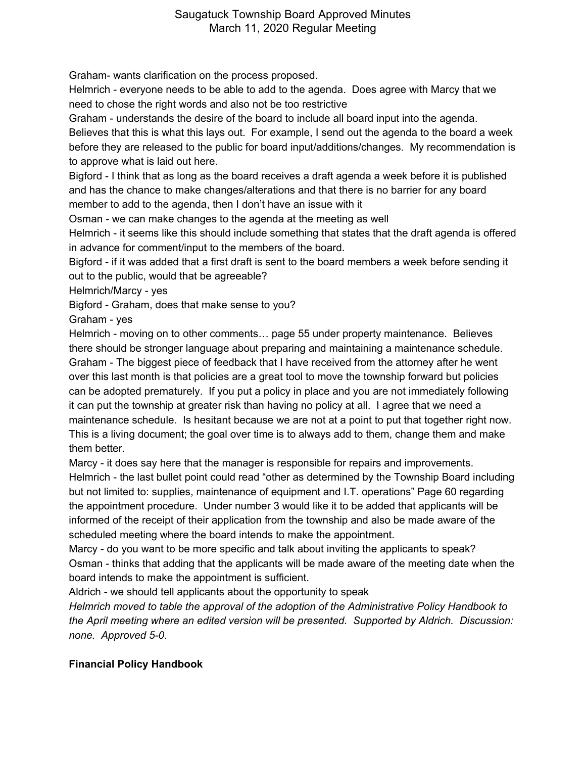Graham- wants clarification on the process proposed.

Helmrich - everyone needs to be able to add to the agenda. Does agree with Marcy that we need to chose the right words and also not be too restrictive

Graham - understands the desire of the board to include all board input into the agenda. Believes that this is what this lays out. For example, I send out the agenda to the board a week before they are released to the public for board input/additions/changes. My recommendation is to approve what is laid out here.

Bigford - I think that as long as the board receives a draft agenda a week before it is published and has the chance to make changes/alterations and that there is no barrier for any board member to add to the agenda, then I don't have an issue with it

Osman - we can make changes to the agenda at the meeting as well

Helmrich - it seems like this should include something that states that the draft agenda is offered in advance for comment/input to the members of the board.

Bigford - if it was added that a first draft is sent to the board members a week before sending it out to the public, would that be agreeable?

Helmrich/Marcy - yes

Bigford - Graham, does that make sense to you?

Graham - yes

Helmrich - moving on to other comments… page 55 under property maintenance. Believes there should be stronger language about preparing and maintaining a maintenance schedule.

Graham - The biggest piece of feedback that I have received from the attorney after he went over this last month is that policies are a great tool to move the township forward but policies can be adopted prematurely. If you put a policy in place and you are not immediately following it can put the township at greater risk than having no policy at all. I agree that we need a maintenance schedule. Is hesitant because we are not at a point to put that together right now. This is a living document; the goal over time is to always add to them, change them and make them better.

Marcy - it does say here that the manager is responsible for repairs and improvements.

Helmrich - the last bullet point could read "other as determined by the Township Board including but not limited to: supplies, maintenance of equipment and I.T. operations" Page 60 regarding the appointment procedure. Under number 3 would like it to be added that applicants will be informed of the receipt of their application from the township and also be made aware of the scheduled meeting where the board intends to make the appointment.

Marcy - do you want to be more specific and talk about inviting the applicants to speak?

Osman - thinks that adding that the applicants will be made aware of the meeting date when the board intends to make the appointment is sufficient.

Aldrich - we should tell applicants about the opportunity to speak

*Helmrich moved to table the approval of the adoption of the Administrative Policy Handbook to the April meeting where an edited version will be presented. Supported by Aldrich. Discussion: none. Approved 5-0.*

**Financial Policy Handbook**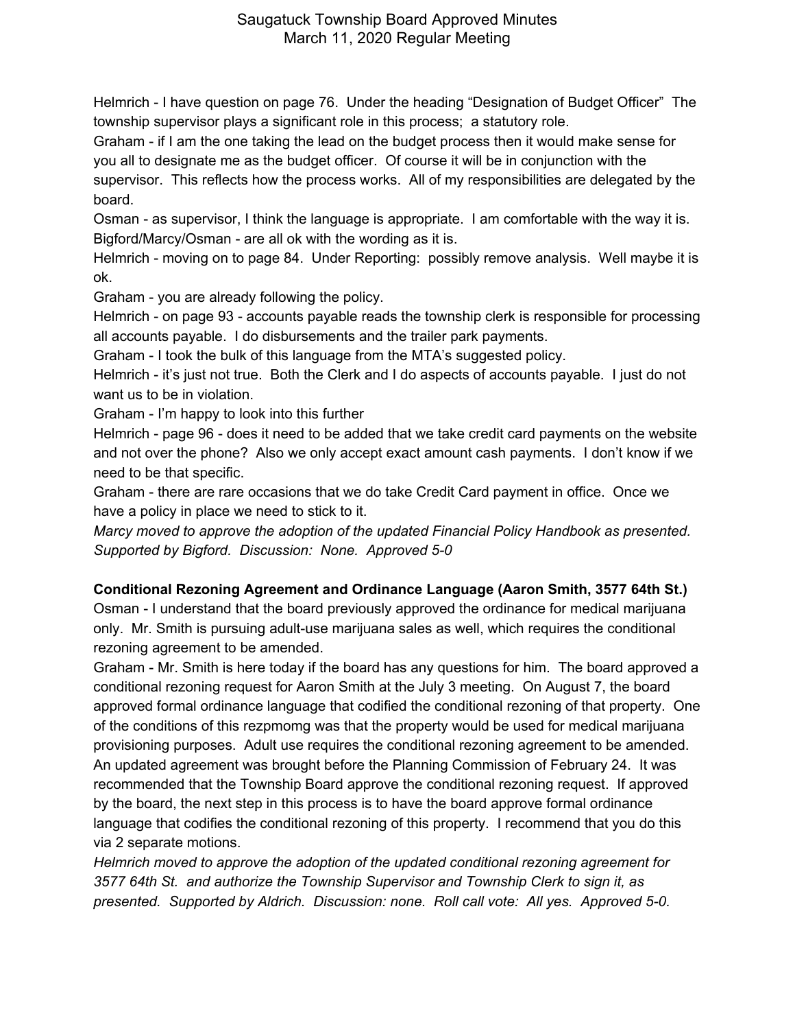Helmrich - I have question on page 76. Under the heading "Designation of Budget Officer" The township supervisor plays a significant role in this process; a statutory role.

Graham - if I am the one taking the lead on the budget process then it would make sense for you all to designate me as the budget officer. Of course it will be in conjunction with the supervisor. This reflects how the process works. All of my responsibilities are delegated by the board.

Osman - as supervisor, I think the language is appropriate. I am comfortable with the way it is.

Bigford/Marcy/Osman - are all ok with the wording as it is.

Helmrich - moving on to page 84. Under Reporting: possibly remove analysis. Well maybe it is ok.

Graham - you are already following the policy.

Helmrich - on page 93 - accounts payable reads the township clerk is responsible for processing all accounts payable. I do disbursements and the trailer park payments.

Graham - I took the bulk of this language from the MTA's suggested policy.

Helmrich - it's just not true. Both the Clerk and I do aspects of accounts payable. I just do not want us to be in violation.

Graham - I'm happy to look into this further

Helmrich - page 96 - does it need to be added that we take credit card payments on the website and not over the phone? Also we only accept exact amount cash payments. I don't know if we need to be that specific.

Graham - there are rare occasions that we do take Credit Card payment in office. Once we have a policy in place we need to stick to it.

*Marcy moved to approve the adoption of the updated Financial Policy Handbook as presented. Supported by Bigford. Discussion: None. Approved 5-0*

**Conditional Rezoning Agreement and Ordinance Language (Aaron Smith, 3577 64th St.)**

Osman - I understand that the board previously approved the ordinance for medical marijuana only. Mr. Smith is pursuing adult-use marijuana sales as well, which requires the conditional rezoning agreement to be amended.

Graham - Mr. Smith is here today if the board has any questions for him. The board approved a conditional rezoning request for Aaron Smith at the July 3 meeting. On August 7, the board approved formal ordinance language that codified the conditional rezoning of that property. One of the conditions of this rezpmomg was that the property would be used for medical marijuana provisioning purposes. Adult use requires the conditional rezoning agreement to be amended. An updated agreement was brought before the Planning Commission of February 24. It was recommended that the Township Board approve the conditional rezoning request. If approved by the board, the next step in this process is to have the board approve formal ordinance language that codifies the conditional rezoning of this property. I recommend that you do this via 2 separate motions.

*Helmrich moved to approve the adoption of the updated conditional rezoning agreement for 3577 64th St. and authorize the Township Supervisor and Township Clerk to sign it, as presented. Supported by Aldrich. Discussion: none. Roll call vote: All yes. Approved 5-0.*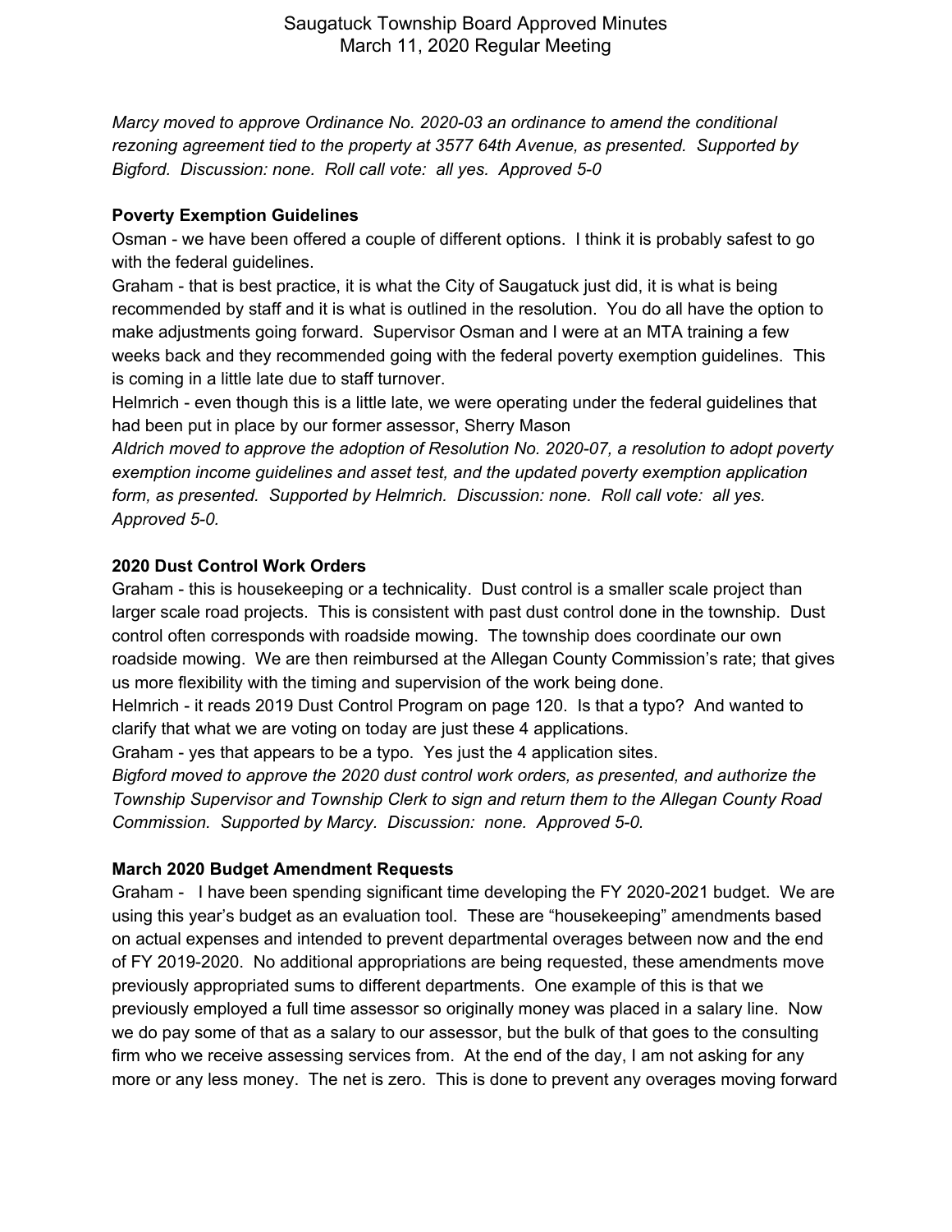*Marcy moved to approve Ordinance No. 2020-03 an ordinance to amend the conditional rezoning agreement tied to the property at 3577 64th Avenue, as presented. Supported by Bigford. Discussion: none. Roll call vote: all yes. Approved 5-0*

**Poverty Exemption Guidelines**

Osman - we have been offered a couple of different options. I think it is probably safest to go with the federal guidelines.

Graham - that is best practice, it is what the City of Saugatuck just did, it is what is being recommended by staff and it is what is outlined in the resolution. You do all have the option to make adjustments going forward. Supervisor Osman and I were at an MTA training a few weeks back and they recommended going with the federal poverty exemption guidelines. This is coming in a little late due to staff turnover.

Helmrich - even though this is a little late, we were operating under the federal guidelines that had been put in place by our former assessor, Sherry Mason

*Aldrich moved to approve the adoption of Resolution No. 2020-07, a resolution to adopt poverty exemption income guidelines and asset test, and the updated poverty exemption application form, as presented. Supported by Helmrich. Discussion: none. Roll call vote: all yes. Approved 5-0.*

**2020 Dust Control Work Orders**

Graham - this is housekeeping or a technicality. Dust control is a smaller scale project than larger scale road projects. This is consistent with past dust control done in the township. Dust control often corresponds with roadside mowing. The township does coordinate our own roadside mowing. We are then reimbursed at the Allegan County Commission's rate; that gives us more flexibility with the timing and supervision of the work being done.

Helmrich - it reads 2019 Dust Control Program on page 120. Is that a typo? And wanted to clarify that what we are voting on today are just these 4 applications.

Graham - yes that appears to be a typo. Yes just the 4 application sites.

*Bigford moved to approve the 2020 dust control work orders, as presented, and authorize the Township Supervisor and Township Clerk to sign and return them to the Allegan County Road Commission. Supported by Marcy. Discussion: none. Approved 5-0.*

**March 2020 Budget Amendment Requests**

Graham - I have been spending significant time developing the FY 2020-2021 budget. We are using this year's budget as an evaluation tool. These are "housekeeping" amendments based on actual expenses and intended to prevent departmental overages between now and the end of FY 2019-2020. No additional appropriations are being requested, these amendments move previously appropriated sums to different departments. One example of this is that we previously employed a full time assessor so originally money was placed in a salary line. Now we do pay some of that as a salary to our assessor, but the bulk of that goes to the consulting firm who we receive assessing services from. At the end of the day, I am not asking for any more or any less money. The net is zero. This is done to prevent any overages moving forward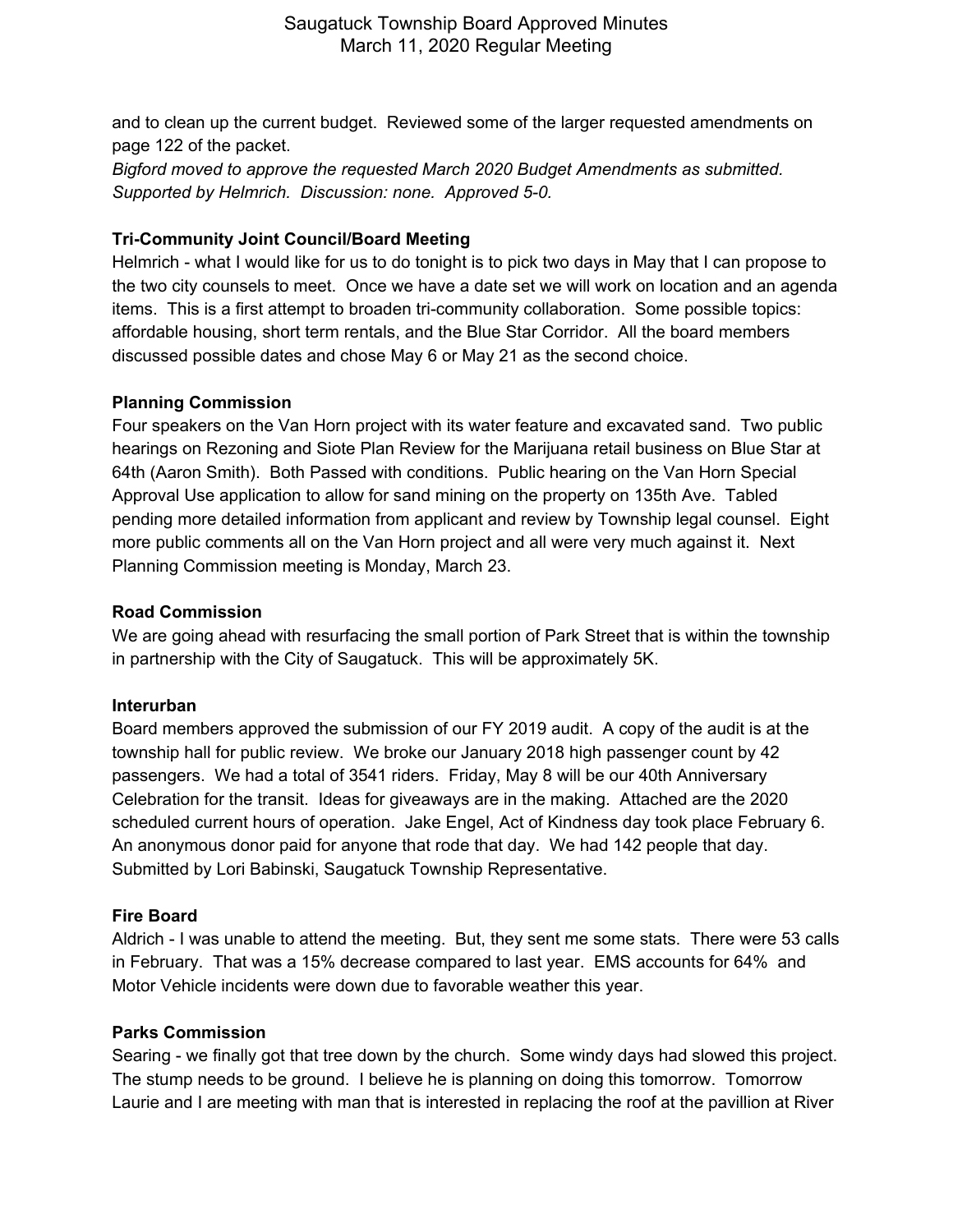and to clean up the current budget. Reviewed some of the larger requested amendments on page 122 of the packet.

*Bigford moved to approve the requested March 2020 Budget Amendments as submitted. Supported by Helmrich. Discussion: none. Approved 5-0.*

**Tri-Community Joint Council/Board Meeting**

Helmrich - what I would like for us to do tonight is to pick two days in May that I can propose to the two city counsels to meet. Once we have a date set we will work on location and an agenda items. This is a first attempt to broaden tri-community collaboration. Some possible topics: affordable housing, short term rentals, and the Blue Star Corridor. All the board members discussed possible dates and chose May 6 or May 21 as the second choice.

**Planning Commission**

Four speakers on the Van Horn project with its water feature and excavated sand. Two public hearings on Rezoning and Siote Plan Review for the Marijuana retail business on Blue Star at 64th (Aaron Smith). Both Passed with conditions. Public hearing on the Van Horn Special Approval Use application to allow for sand mining on the property on 135th Ave. Tabled pending more detailed information from applicant and review by Township legal counsel. Eight more public comments all on the Van Horn project and all were very much against it. Next Planning Commission meeting is Monday, March 23.

**Road Commission**

We are going ahead with resurfacing the small portion of Park Street that is within the township in partnership with the City of Saugatuck. This will be approximately 5K.

**Interurban**

Board members approved the submission of our FY 2019 audit. A copy of the audit is at the township hall for public review. We broke our January 2018 high passenger count by 42 passengers. We had a total of 3541 riders. Friday, May 8 will be our 40th Anniversary Celebration for the transit. Ideas for giveaways are in the making. Attached are the 2020 scheduled current hours of operation. Jake Engel, Act of Kindness day took place February 6. An anonymous donor paid for anyone that rode that day. We had 142 people that day. Submitted by Lori Babinski, Saugatuck Township Representative.

**Fire Board**

Aldrich - I was unable to attend the meeting. But, they sent me some stats. There were 53 calls in February. That was a 15% decrease compared to last year. EMS accounts for 64% and Motor Vehicle incidents were down due to favorable weather this year.

**Parks Commission**

Searing - we finally got that tree down by the church. Some windy days had slowed this project. The stump needs to be ground. I believe he is planning on doing this tomorrow. Tomorrow Laurie and I are meeting with man that is interested in replacing the roof at the pavillion at River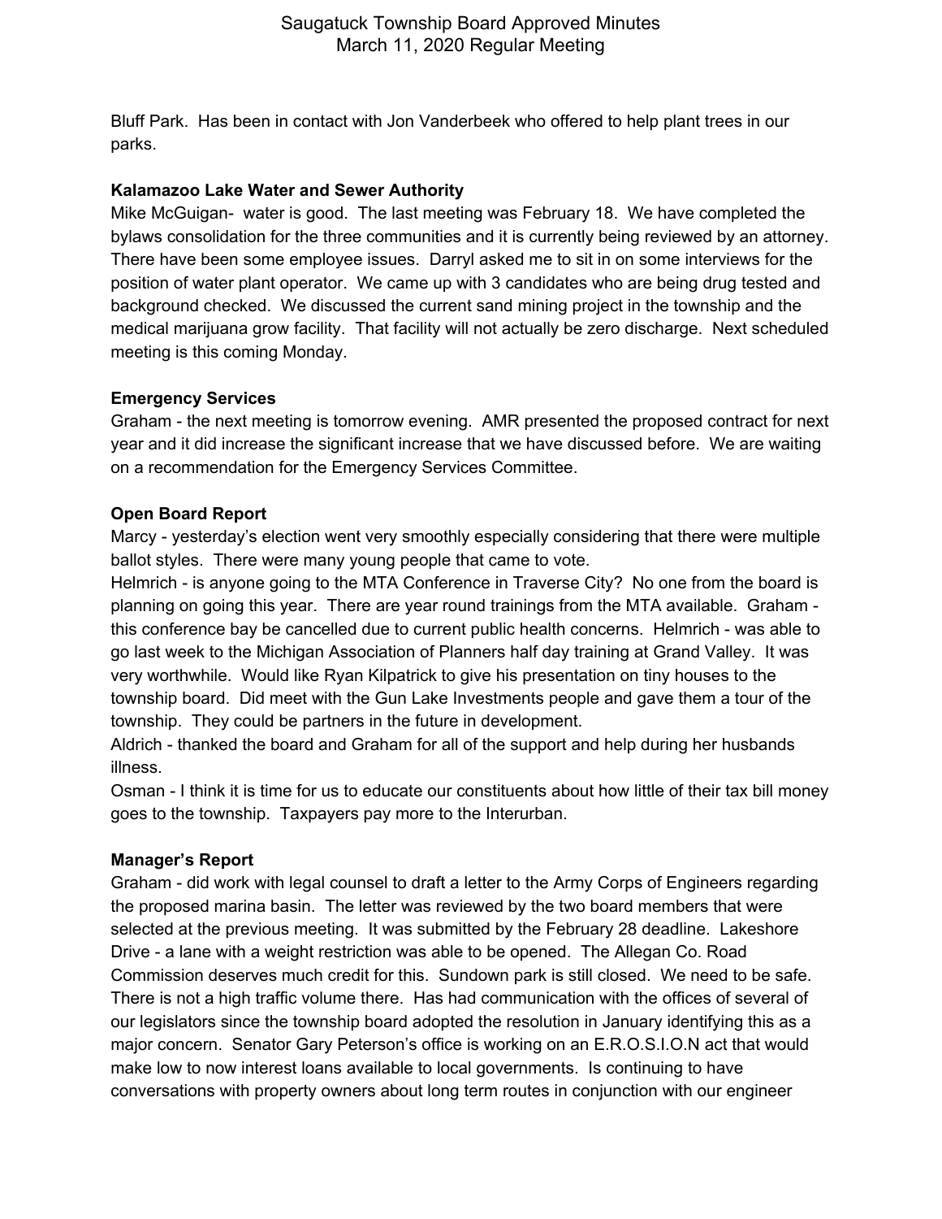Bluff Park. Has been in contact with Jon Vanderbeek who offered to help plant trees in our parks.

**Kalamazoo Lake Water and Sewer Authority**

Mike McGuigan- water is good. The last meeting was February 18. We have completed the bylaws consolidation for the three communities and it is currently being reviewed by an attorney. There have been some employee issues. Darryl asked me to sit in on some interviews for the position of water plant operator. We came up with 3 candidates who are being drug tested and background checked. We discussed the current sand mining project in the township and the medical marijuana grow facility. That facility will not actually be zero discharge. Next scheduled meeting is this coming Monday.

**Emergency Services**

Graham - the next meeting is tomorrow evening. AMR presented the proposed contract for next year and it did increase the significant increase that we have discussed before. We are waiting on a recommendation for the Emergency Services Committee.

**Open Board Report**

Marcy - yesterday's election went very smoothly especially considering that there were multiple ballot styles. There were many young people that came to vote.

Helmrich - is anyone going to the MTA Conference in Traverse City? No one from the board is planning on going this year. There are year round trainings from the MTA available. Graham - this conference bay be cancelled due to current public health concerns. Helmrich - was able to go last week to the Michigan Association of Planners half day training at Grand Valley. It was very worthwhile. Would like Ryan Kilpatrick to give his presentation on tiny houses to the township board. Did meet with the Gun Lake Investments people and gave them a tour of the township. They could be partners in the future in development.

Aldrich - thanked the board and Graham for all of the support and help during her husbands illness.

Osman - I think it is time for us to educate our constituents about how little of their tax bill money goes to the township. Taxpayers pay more to the Interurban.

**Manager's Report**

Graham - did work with legal counsel to draft a letter to the Army Corps of Engineers regarding the proposed marina basin. The letter was reviewed by the two board members that were selected at the previous meeting. It was submitted by the February 28 deadline. Lakeshore Drive - a lane with a weight restriction was able to be opened. The Allegan Co. Road Commission deserves much credit for this. Sundown park is still closed. We need to be safe. There is not a high traffic volume there. Has had communication with the offices of several of our legislators since the township board adopted the resolution in January identifying this as a major concern. Senator Gary Peterson's office is working on an E.R.O.S.I.O.N act that would make low to now interest loans available to local governments. Is continuing to have conversations with property owners about long term routes in conjunction with our engineer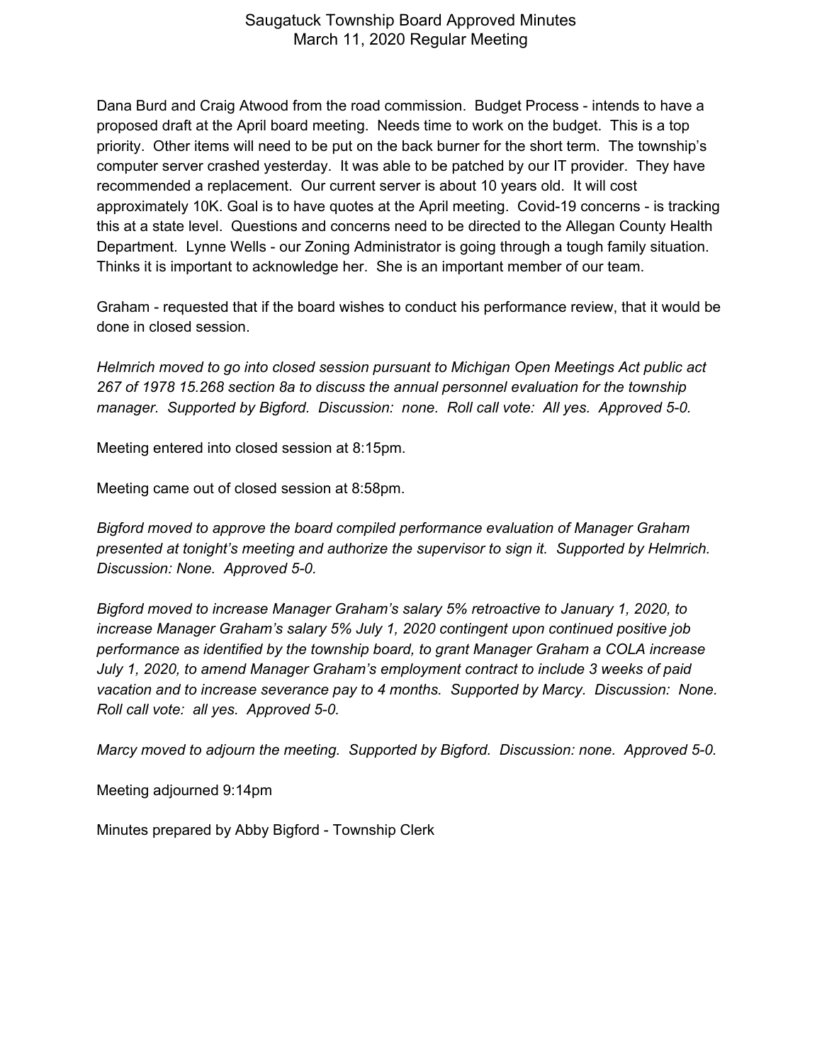Dana Burd and Craig Atwood from the road commission. Budget Process - intends to have a proposed draft at the April board meeting. Needs time to work on the budget. This is a top priority. Other items will need to be put on the back burner for the short term. The township's computer server crashed yesterday. It was able to be patched by our IT provider. They have recommended a replacement. Our current server is about 10 years old. It will cost approximately 10K. Goal is to have quotes at the April meeting. Covid-19 concerns - is tracking this at a state level. Questions and concerns need to be directed to the Allegan County Health Department. Lynne Wells - our Zoning Administrator is going through a tough family situation. Thinks it is important to acknowledge her. She is an important member of our team.

Graham - requested that if the board wishes to conduct his performance review, that it would be done in closed session.

*Helmrich moved to go into closed session pursuant to Michigan Open Meetings Act public act 267 of 1978 15.268 section 8a to discuss the annual personnel evaluation for the township manager. Supported by Bigford. Discussion: none. Roll call vote: All yes. Approved 5-0.*

Meeting entered into closed session at 8:15pm.

Meeting came out of closed session at 8:58pm.

*Bigford moved to approve the board compiled performance evaluation of Manager Graham presented at tonight's meeting and authorize the supervisor to sign it. Supported by Helmrich. Discussion: None. Approved 5-0.*

*Bigford moved to increase Manager Graham's salary 5% retroactive to January 1, 2020, to increase Manager Graham's salary 5% July 1, 2020 contingent upon continued positive job performance as identified by the township board, to grant Manager Graham a COLA increase July 1, 2020, to amend Manager Graham's employment contract to include 3 weeks of paid vacation and to increase severance pay to 4 months. Supported by Marcy. Discussion: None. Roll call vote: all yes. Approved 5-0.*

*Marcy moved to adjourn the meeting. Supported by Bigford. Discussion: none. Approved 5-0.*

Meeting adjourned 9:14pm

Minutes prepared by Abby Bigford - Township Clerk